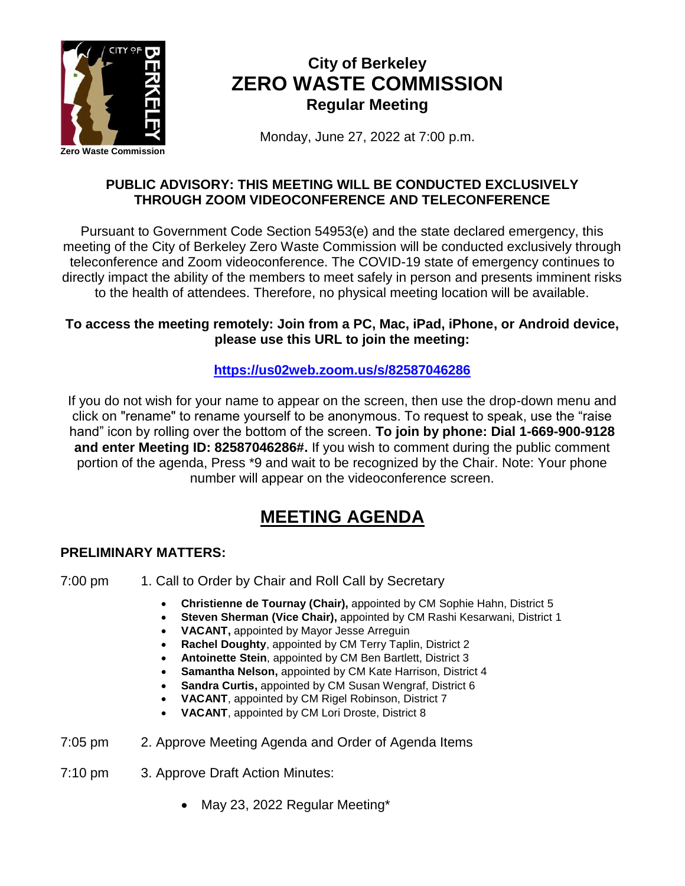Zero Waste Commission

# City of Berkeley
# ZERO WASTE COMMISSION
## Regular Meeting

Monday, June 27, 2022 at 7:00 p.m.

**PUBLIC ADVISORY: THIS MEETING WILL BE CONDUCTED EXCLUSIVELY THROUGH ZOOM VIDEOCONFERENCE AND TELECONFERENCE**

Pursuant to Government Code Section 54953(e) and the state declared emergency, this meeting of the City of Berkeley Zero Waste Commission will be conducted exclusively through teleconference and Zoom videoconference. The COVID-19 state of emergency continues to directly impact the ability of the members to meet safely in person and presents imminent risks to the health of attendees. Therefore, no physical meeting location will be available.

**To access the meeting remotely: Join from a PC, Mac, iPad, iPhone, or Android device, please use this URL to join the meeting:**

**https://us02web.zoom.us/s/82587046286**

If you do not wish for your name to appear on the screen, then use the drop-down menu and click on "rename" to rename yourself to be anonymous. To request to speak, use the "raise hand" icon by rolling over the bottom of the screen. **To join by phone: Dial 1-669-900-9128 and enter Meeting ID: 82587046286#.** If you wish to comment during the public comment portion of the agenda, Press *9 and wait to be recognized by the Chair. Note: Your phone number will appear on the videoconference screen.

# MEETING AGENDA

### PRELIMINARY MATTERS:

7:00 pm 1. Call to Order by Chair and Roll Call by Secretary

- **Christienne de Tournay (Chair),** appointed by CM Sophie Hahn, District 5
- **Steven Sherman (Vice Chair),** appointed by CM Rashi Kesarwani, District 1
- **VACANT,** appointed by Mayor Jesse Arreguin
- **Rachel Doughty**, appointed by CM Terry Taplin, District 2
- **Antoinette Stein**, appointed by CM Ben Bartlett, District 3
- **Samantha Nelson,** appointed by CM Kate Harrison, District 4
- **Sandra Curtis,** appointed by CM Susan Wengraf, District 6
- **VACANT**, appointed by CM Rigel Robinson, District 7
- **VACANT**, appointed by CM Lori Droste, District 8

7:05 pm 2. Approve Meeting Agenda and Order of Agenda Items

7:10 pm 3. Approve Draft Action Minutes:

- May 23, 2022 Regular Meeting*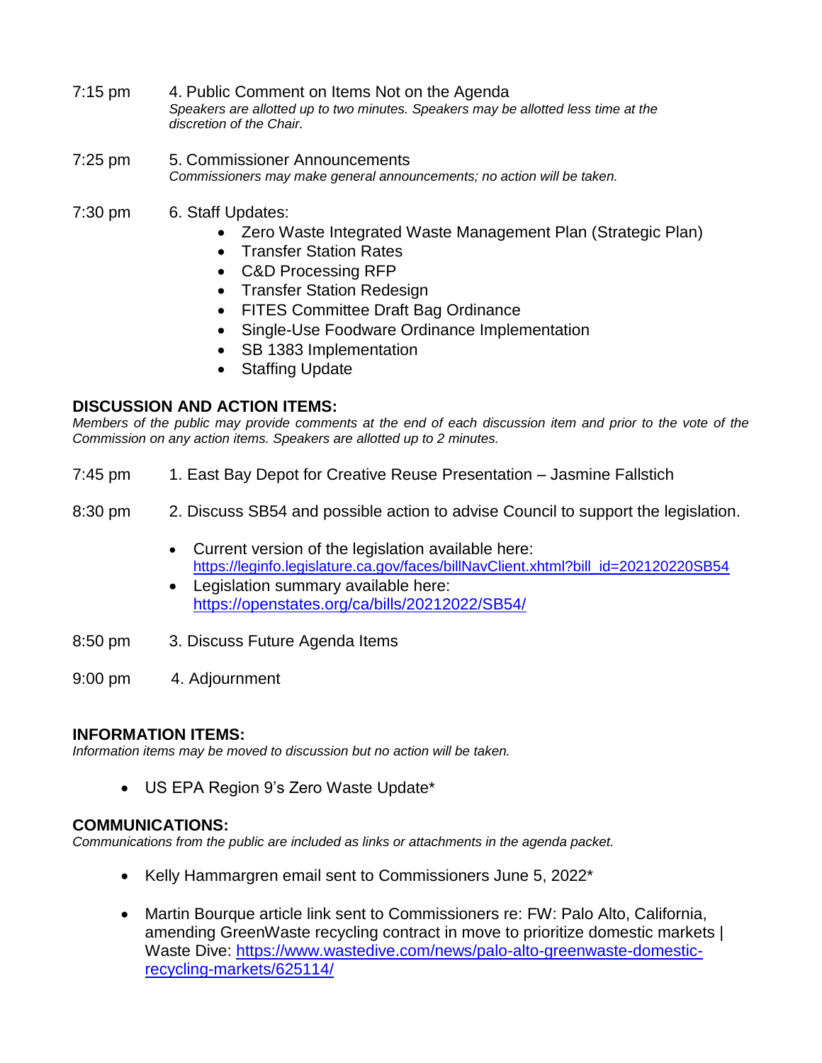7:15 pm 4. Public Comment on Items Not on the Agenda
*Speakers are allotted up to two minutes. Speakers may be allotted less time at the discretion of the Chair.*

7:25 pm 5. Commissioner Announcements
*Commissioners may make general announcements; no action will be taken.*

7:30 pm 6. Staff Updates:

- Zero Waste Integrated Waste Management Plan (Strategic Plan)
- Transfer Station Rates
- C&D Processing RFP
- Transfer Station Redesign
- FITES Committee Draft Bag Ordinance
- Single-Use Foodware Ordinance Implementation
- SB 1383 Implementation
- Staffing Update

**DISCUSSION AND ACTION ITEMS:**
*Members of the public may provide comments at the end of each discussion item and prior to the vote of the Commission on any action items. Speakers are allotted up to 2 minutes.*

7:45 pm 1. East Bay Depot for Creative Reuse Presentation – Jasmine Fallstich

8:30 pm 2. Discuss SB54 and possible action to advise Council to support the legislation.

- Current version of the legislation available here: https://leginfo.legislature.ca.gov/faces/billNavClient.xhtml?bill_id=202120220SB54
- Legislation summary available here: https://openstates.org/ca/bills/20212022/SB54/

8:50 pm 3. Discuss Future Agenda Items

9:00 pm 4. Adjournment

**INFORMATION ITEMS:**
*Information items may be moved to discussion but no action will be taken.*

- US EPA Region 9's Zero Waste Update*

**COMMUNICATIONS:**
*Communications from the public are included as links or attachments in the agenda packet.*

- Kelly Hammargren email sent to Commissioners June 5, 2022*
- Martin Bourque article link sent to Commissioners re: FW: Palo Alto, California, amending GreenWaste recycling contract in move to prioritize domestic markets | Waste Dive: https://www.wastedive.com/news/palo-alto-greenwaste-domestic-recycling-markets/625114/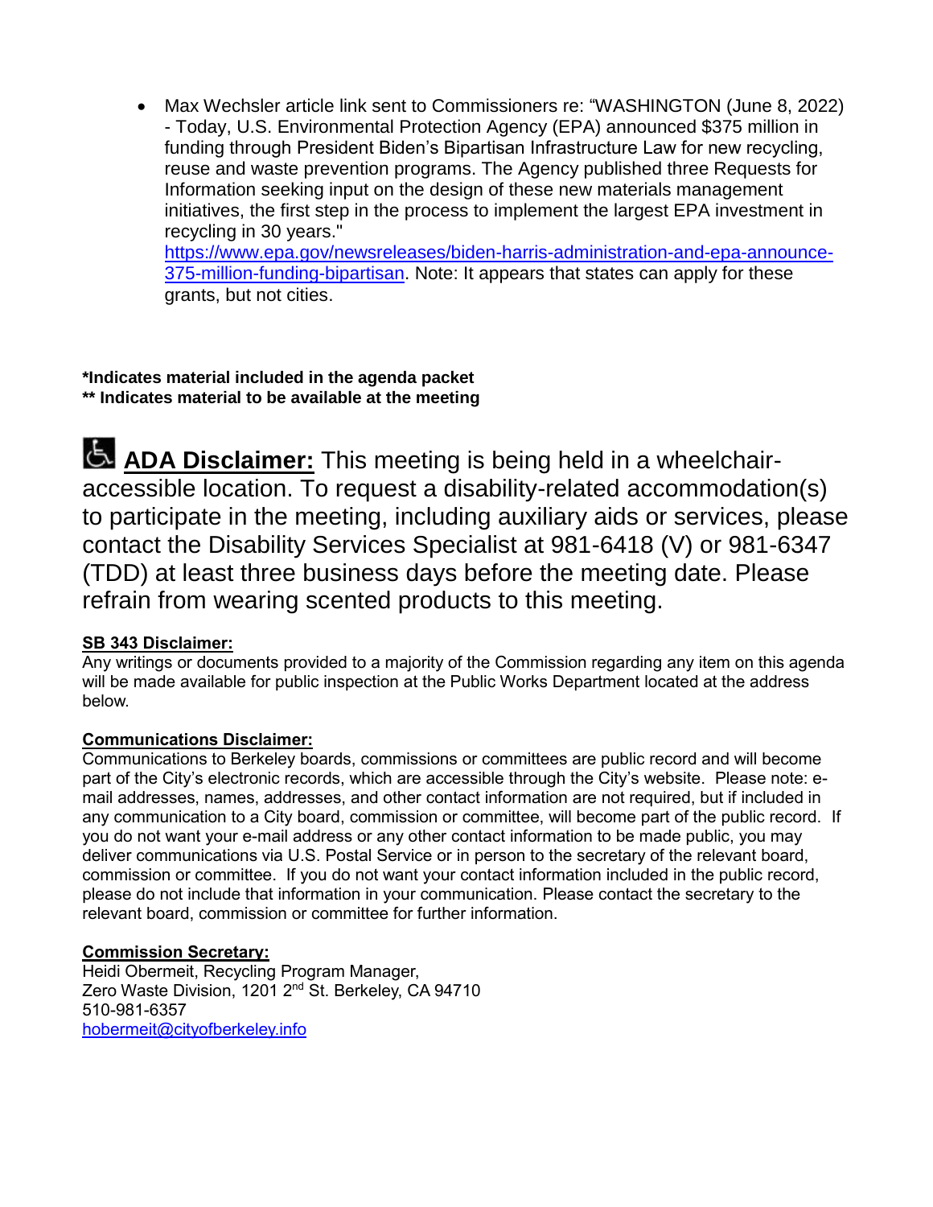- Max Wechsler article link sent to Commissioners re: "WASHINGTON (June 8, 2022) - Today, U.S. Environmental Protection Agency (EPA) announced $375 million in funding through President Biden's Bipartisan Infrastructure Law for new recycling, reuse and waste prevention programs. The Agency published three Requests for Information seeking input on the design of these new materials management initiatives, the first step in the process to implement the largest EPA investment in recycling in 30 years." https://www.epa.gov/newsreleases/biden-harris-administration-and-epa-announce-375-million-funding-bipartisan. Note: It appears that states can apply for these grants, but not cities.

**\*Indicates material included in the agenda packet**
**\*\* Indicates material to be available at the meeting**

**ADA Disclaimer:** This meeting is being held in a wheelchair-accessible location. To request a disability-related accommodation(s) to participate in the meeting, including auxiliary aids or services, please contact the Disability Services Specialist at 981-6418 (V) or 981-6347 (TDD) at least three business days before the meeting date. Please refrain from wearing scented products to this meeting.

**SB 343 Disclaimer:**
Any writings or documents provided to a majority of the Commission regarding any item on this agenda will be made available for public inspection at the Public Works Department located at the address below.

**Communications Disclaimer:**
Communications to Berkeley boards, commissions or committees are public record and will become part of the City's electronic records, which are accessible through the City's website. Please note: e-mail addresses, names, addresses, and other contact information are not required, but if included in any communication to a City board, commission or committee, will become part of the public record. If you do not want your e-mail address or any other contact information to be made public, you may deliver communications via U.S. Postal Service or in person to the secretary of the relevant board, commission or committee. If you do not want your contact information included in the public record, please do not include that information in your communication. Please contact the secretary to the relevant board, commission or committee for further information.

**Commission Secretary:**
Heidi Obermeit, Recycling Program Manager,
Zero Waste Division, 1201 2nd St. Berkeley, CA 94710
510-981-6357
hobermeit@cityofberkeley.info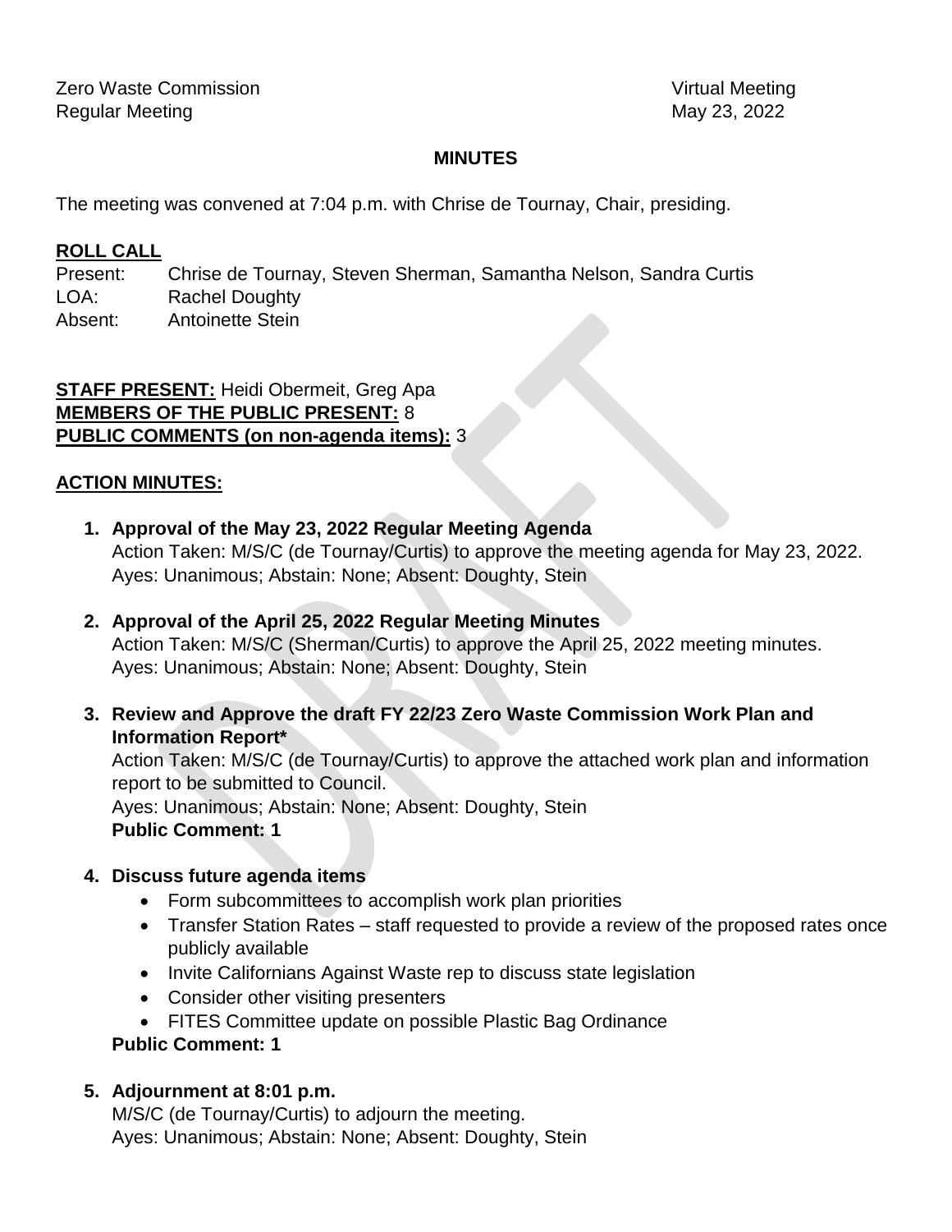Zero Waste Commission
Regular Meeting

Virtual Meeting
May 23, 2022

## MINUTES

The meeting was convened at 7:04 p.m. with Chrise de Tournay, Chair, presiding.

**ROLL CALL**

Present: Chrise de Tournay, Steven Sherman, Samantha Nelson, Sandra Curtis
LOA: Rachel Doughty
Absent: Antoinette Stein

**STAFF PRESENT:** Heidi Obermeit, Greg Apa
**MEMBERS OF THE PUBLIC PRESENT:** 8
**PUBLIC COMMENTS (on non-agenda items):** 3

**ACTION MINUTES:**

1. **Approval of the May 23, 2022 Regular Meeting Agenda**
   Action Taken: M/S/C (de Tournay/Curtis) to approve the meeting agenda for May 23, 2022.
   Ayes: Unanimous; Abstain: None; Absent: Doughty, Stein

2. **Approval of the April 25, 2022 Regular Meeting Minutes**
   Action Taken: M/S/C (Sherman/Curtis) to approve the April 25, 2022 meeting minutes.
   Ayes: Unanimous; Abstain: None; Absent: Doughty, Stein

3. **Review and Approve the draft FY 22/23 Zero Waste Commission Work Plan and Information Report***
   Action Taken: M/S/C (de Tournay/Curtis) to approve the attached work plan and information report to be submitted to Council.
   Ayes: Unanimous; Abstain: None; Absent: Doughty, Stein
   **Public Comment: 1**

4. **Discuss future agenda items**
   - Form subcommittees to accomplish work plan priorities
   - Transfer Station Rates – staff requested to provide a review of the proposed rates once publicly available
   - Invite Californians Against Waste rep to discuss state legislation
   - Consider other visiting presenters
   - FITES Committee update on possible Plastic Bag Ordinance

   **Public Comment: 1**

5. **Adjournment at 8:01 p.m.**
   M/S/C (de Tournay/Curtis) to adjourn the meeting.
   Ayes: Unanimous; Abstain: None; Absent: Doughty, Stein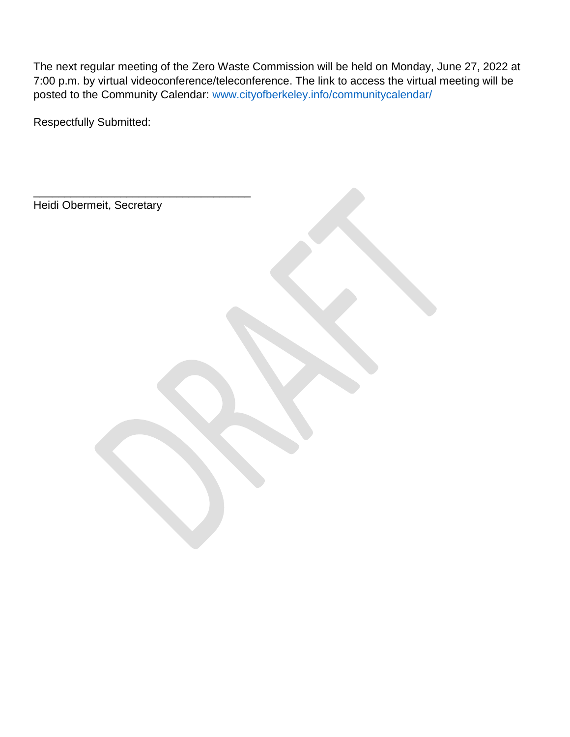The next regular meeting of the Zero Waste Commission will be held on Monday, June 27, 2022 at 7:00 p.m. by virtual videoconference/teleconference. The link to access the virtual meeting will be posted to the Community Calendar: [www.cityofberkeley.info/communitycalendar/](www.cityofberkeley.info/communitycalendar/)

Respectfully Submitted:

___________________________________

Heidi Obermeit, Secretary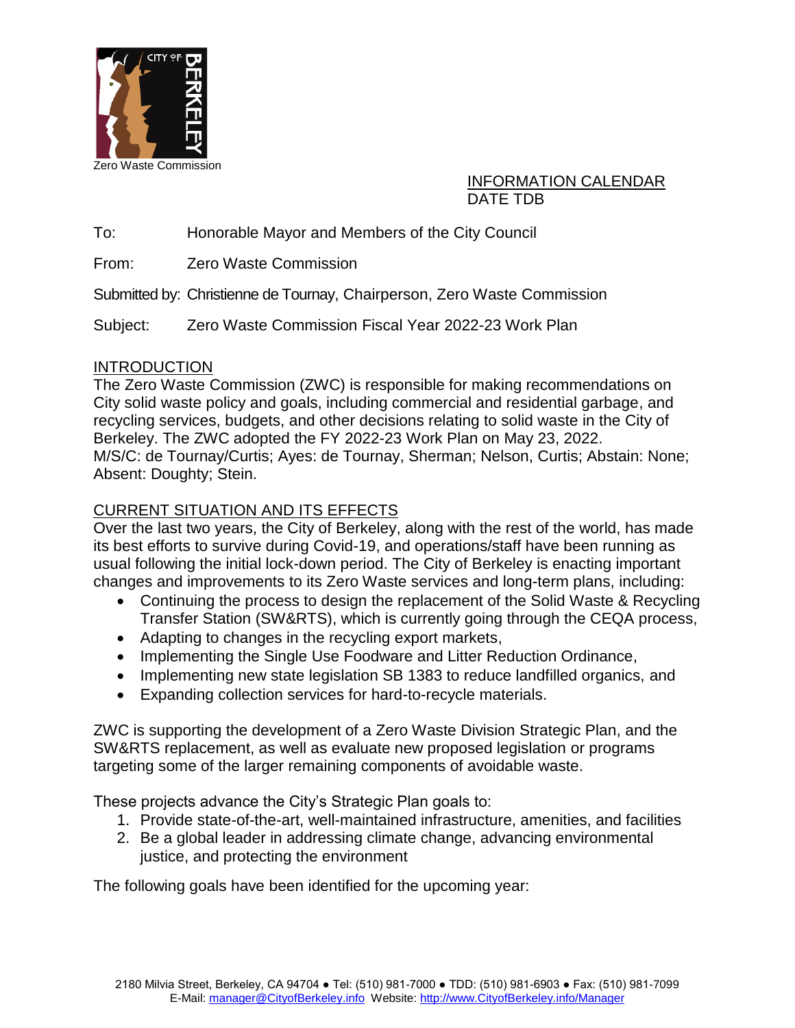Zero Waste Commission

INFORMATION CALENDAR
DATE TDB

To: Honorable Mayor and Members of the City Council

From: Zero Waste Commission

Submitted by: Christienne de Tournay, Chairperson, Zero Waste Commission

Subject: Zero Waste Commission Fiscal Year 2022-23 Work Plan

## INTRODUCTION

The Zero Waste Commission (ZWC) is responsible for making recommendations on City solid waste policy and goals, including commercial and residential garbage, and recycling services, budgets, and other decisions relating to solid waste in the City of Berkeley. The ZWC adopted the FY 2022-23 Work Plan on May 23, 2022.
M/S/C: de Tournay/Curtis; Ayes: de Tournay, Sherman; Nelson, Curtis; Abstain: None; Absent: Doughty; Stein.

## CURRENT SITUATION AND ITS EFFECTS

Over the last two years, the City of Berkeley, along with the rest of the world, has made its best efforts to survive during Covid-19, and operations/staff have been running as usual following the initial lock-down period. The City of Berkeley is enacting important changes and improvements to its Zero Waste services and long-term plans, including:

- Continuing the process to design the replacement of the Solid Waste & Recycling Transfer Station (SW&RTS), which is currently going through the CEQA process,
- Adapting to changes in the recycling export markets,
- Implementing the Single Use Foodware and Litter Reduction Ordinance,
- Implementing new state legislation SB 1383 to reduce landfilled organics, and
- Expanding collection services for hard-to-recycle materials.

ZWC is supporting the development of a Zero Waste Division Strategic Plan, and the SW&RTS replacement, as well as evaluate new proposed legislation or programs targeting some of the larger remaining components of avoidable waste.

These projects advance the City's Strategic Plan goals to:

1. Provide state-of-the-art, well-maintained infrastructure, amenities, and facilities
2. Be a global leader in addressing climate change, advancing environmental justice, and protecting the environment

The following goals have been identified for the upcoming year: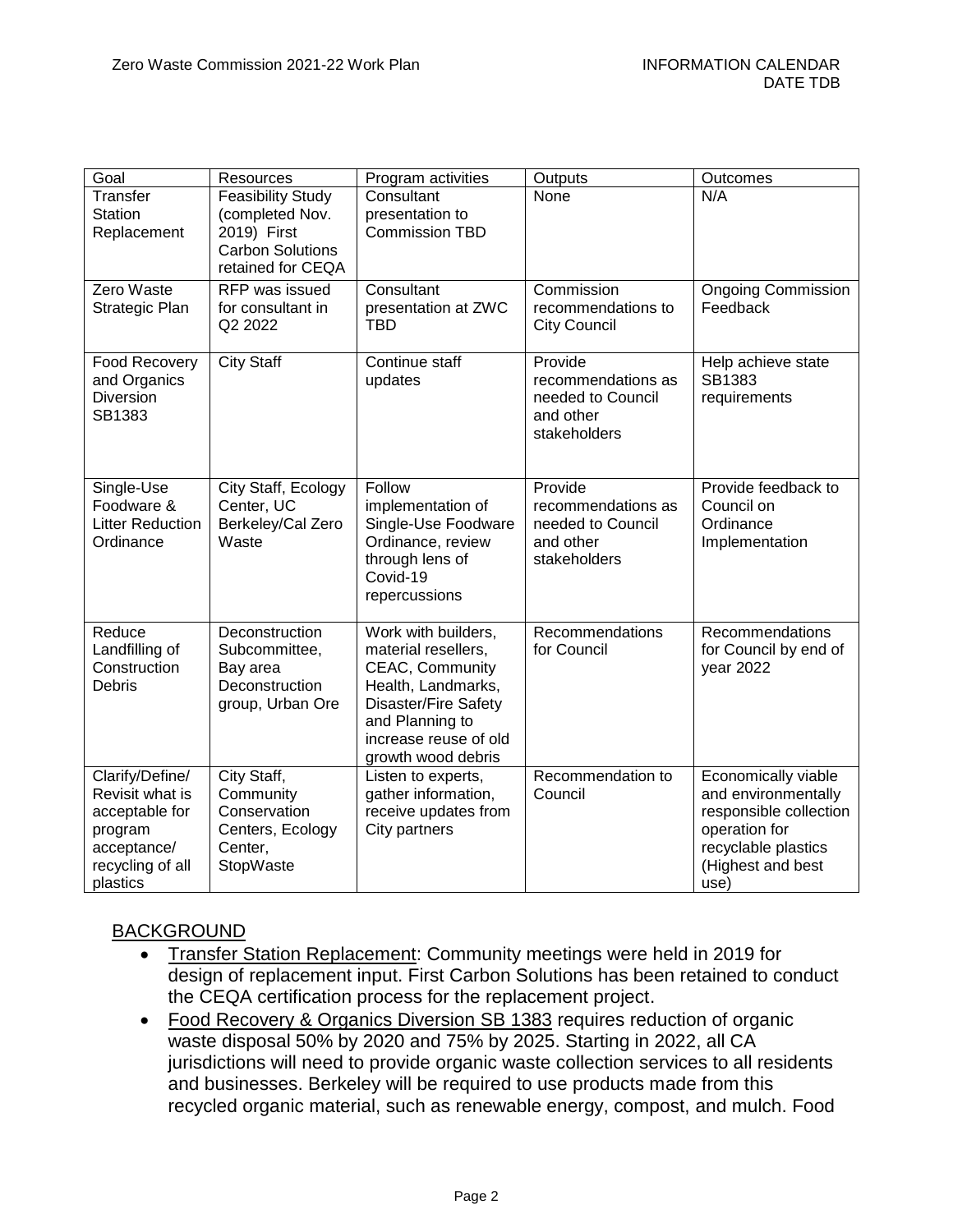| Goal | Resources | Program activities | Outputs | Outcomes |
| --- | --- | --- | --- | --- |
| Transfer Station Replacement | Feasibility Study (completed Nov. 2019) First Carbon Solutions retained for CEQA | Consultant presentation to Commission TBD | None | N/A |
| Zero Waste Strategic Plan | RFP was issued for consultant in Q2 2022 | Consultant presentation at ZWC TBD | Commission recommendations to City Council | Ongoing Commission Feedback |
| Food Recovery and Organics Diversion SB1383 | City Staff | Continue staff updates | Provide recommendations as needed to Council and other stakeholders | Help achieve state SB1383 requirements |
| Single-Use Foodware & Litter Reduction Ordinance | City Staff, Ecology Center, UC Berkeley/Cal Zero Waste | Follow implementation of Single-Use Foodware Ordinance, review through lens of Covid-19 repercussions | Provide recommendations as needed to Council and other stakeholders | Provide feedback to Council on Ordinance Implementation |
| Reduce Landfilling of Construction Debris | Deconstruction Subcommittee, Bay area Deconstruction group, Urban Ore | Work with builders, material resellers, CEAC, Community Health, Landmarks, Disaster/Fire Safety and Planning to increase reuse of old growth wood debris | Recommendations for Council | Recommendations for Council by end of year 2022 |
| Clarify/Define/ Revisit what is acceptable for program acceptance/ recycling of all plastics | City Staff, Community Conservation Centers, Ecology Center, StopWaste | Listen to experts, gather information, receive updates from City partners | Recommendation to Council | Economically viable and environmentally responsible collection operation for recyclable plastics (Highest and best use) |

## BACKGROUND

- Transfer Station Replacement: Community meetings were held in 2019 for design of replacement input. First Carbon Solutions has been retained to conduct the CEQA certification process for the replacement project.
- Food Recovery & Organics Diversion SB 1383 requires reduction of organic waste disposal 50% by 2020 and 75% by 2025. Starting in 2022, all CA jurisdictions will need to provide organic waste collection services to all residents and businesses. Berkeley will be required to use products made from this recycled organic material, such as renewable energy, compost, and mulch. Food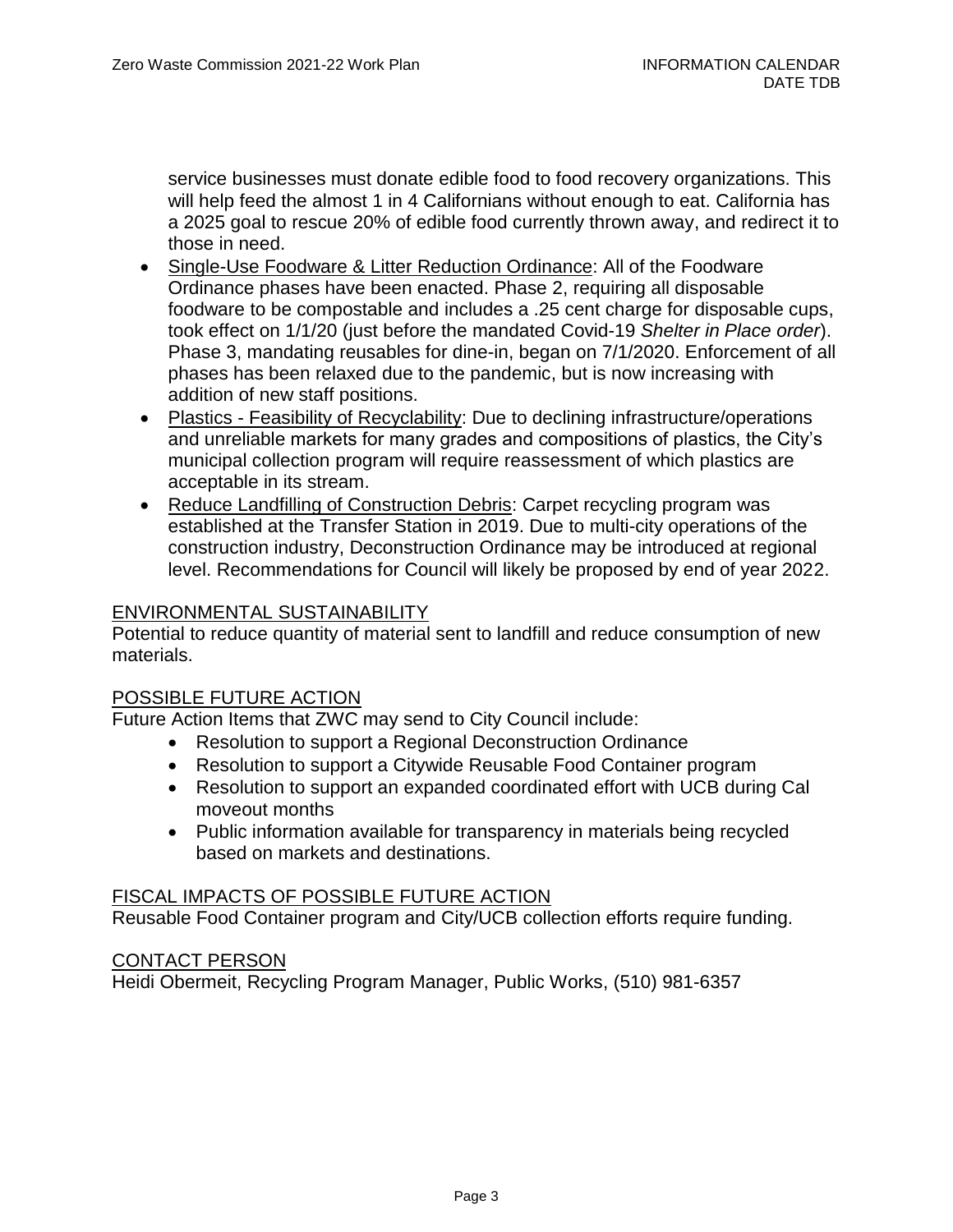service businesses must donate edible food to food recovery organizations. This will help feed the almost 1 in 4 Californians without enough to eat. California has a 2025 goal to rescue 20% of edible food currently thrown away, and redirect it to those in need.

- Single-Use Foodware & Litter Reduction Ordinance: All of the Foodware Ordinance phases have been enacted. Phase 2, requiring all disposable foodware to be compostable and includes a .25 cent charge for disposable cups, took effect on 1/1/20 (just before the mandated Covid-19 *Shelter in Place order*). Phase 3, mandating reusables for dine-in, began on 7/1/2020. Enforcement of all phases has been relaxed due to the pandemic, but is now increasing with addition of new staff positions.
- Plastics - Feasibility of Recyclability: Due to declining infrastructure/operations and unreliable markets for many grades and compositions of plastics, the City's municipal collection program will require reassessment of which plastics are acceptable in its stream.
- Reduce Landfilling of Construction Debris: Carpet recycling program was established at the Transfer Station in 2019. Due to multi-city operations of the construction industry, Deconstruction Ordinance may be introduced at regional level. Recommendations for Council will likely be proposed by end of year 2022.

## ENVIRONMENTAL SUSTAINABILITY

Potential to reduce quantity of material sent to landfill and reduce consumption of new materials.

## POSSIBLE FUTURE ACTION

Future Action Items that ZWC may send to City Council include:

- Resolution to support a Regional Deconstruction Ordinance
- Resolution to support a Citywide Reusable Food Container program
- Resolution to support an expanded coordinated effort with UCB during Cal moveout months
- Public information available for transparency in materials being recycled based on markets and destinations.

## FISCAL IMPACTS OF POSSIBLE FUTURE ACTION

Reusable Food Container program and City/UCB collection efforts require funding.

## CONTACT PERSON

Heidi Obermeit, Recycling Program Manager, Public Works, (510) 981-6357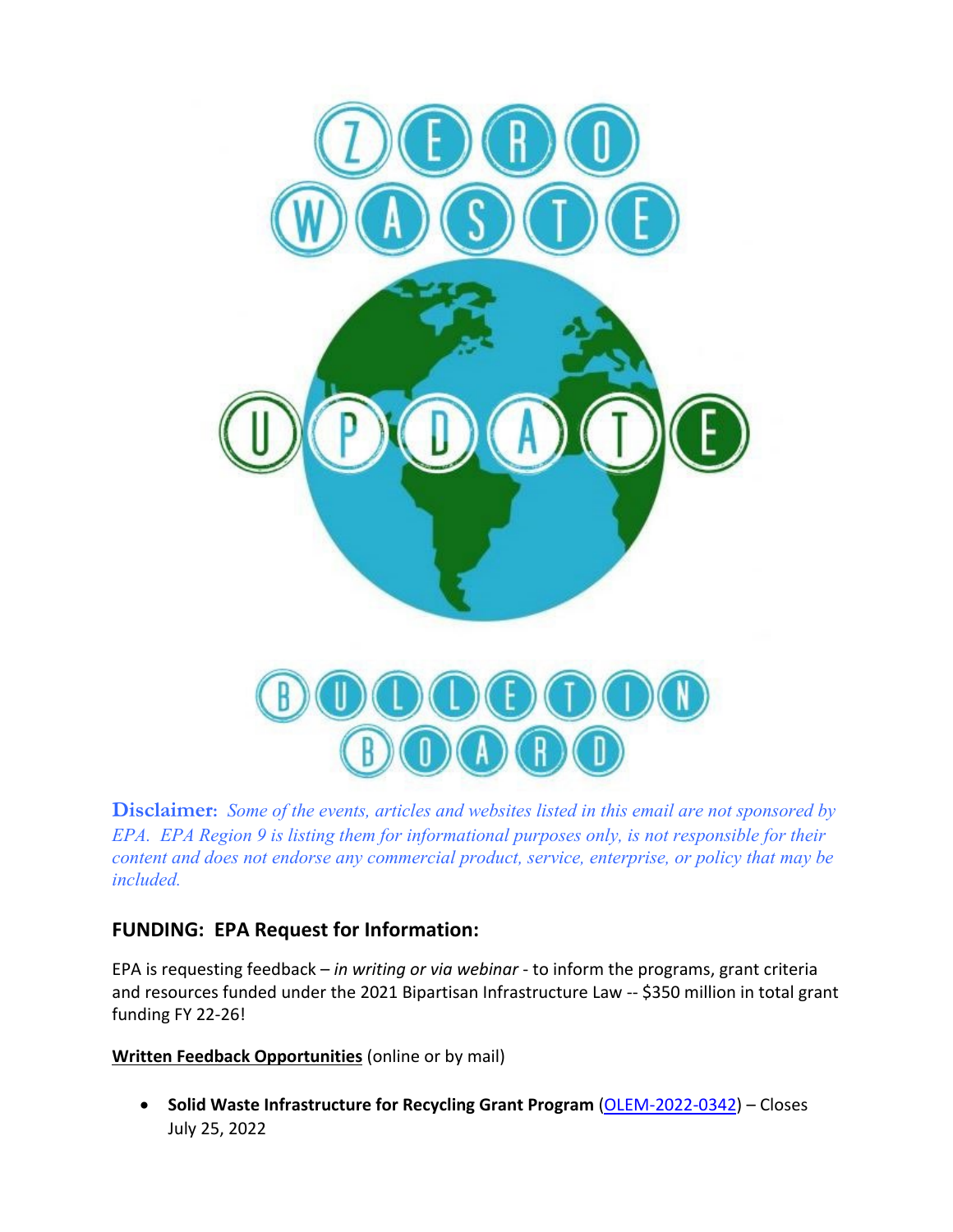# ZERO WASTE UPDATE BULLETIN BOARD

**Disclaimer:** *Some of the events, articles and websites listed in this email are not sponsored by EPA. EPA Region 9 is listing them for informational purposes only, is not responsible for their content and does not endorse any commercial product, service, enterprise, or policy that may be included.*

## FUNDING: EPA Request for Information:

EPA is requesting feedback – *in writing or via webinar* - to inform the programs, grant criteria and resources funded under the 2021 Bipartisan Infrastructure Law -- $350 million in total grant funding FY 22-26!

**Written Feedback Opportunities** (online or by mail)

- **Solid Waste Infrastructure for Recycling Grant Program** (OLEM-2022-0342) – Closes July 25, 2022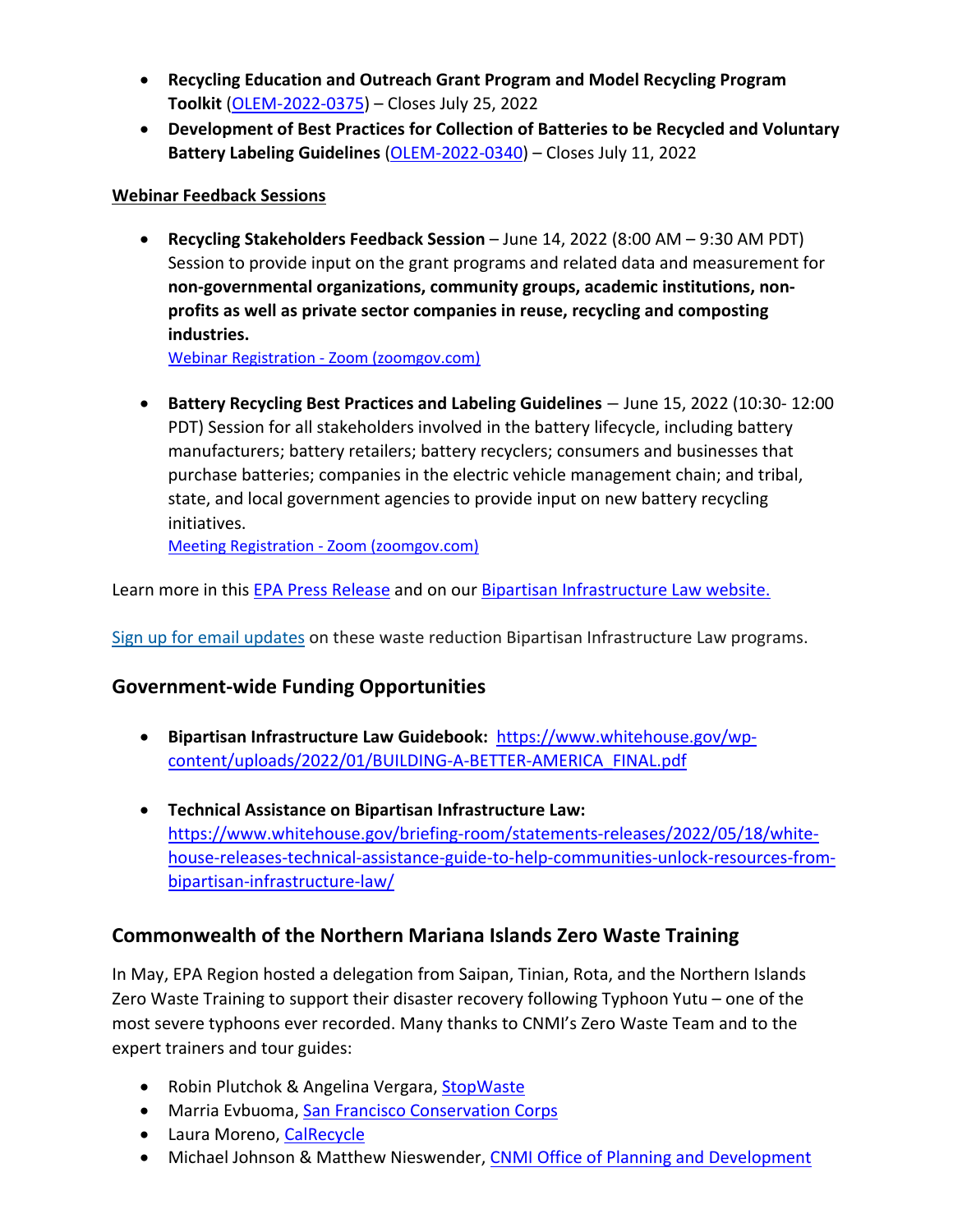- **Recycling Education and Outreach Grant Program and Model Recycling Program Toolkit** (OLEM-2022-0375) – Closes July 25, 2022
- **Development of Best Practices for Collection of Batteries to be Recycled and Voluntary Battery Labeling Guidelines** (OLEM-2022-0340) – Closes July 11, 2022

**Webinar Feedback Sessions**

- **Recycling Stakeholders Feedback Session** – June 14, 2022 (8:00 AM – 9:30 AM PDT) Session to provide input on the grant programs and related data and measurement for **non-governmental organizations, community groups, academic institutions, non-profits as well as private sector companies in reuse, recycling and composting industries.**
  Webinar Registration - Zoom (zoomgov.com)

- **Battery Recycling Best Practices and Labeling Guidelines** – June 15, 2022 (10:30- 12:00 PDT) Session for all stakeholders involved in the battery lifecycle, including battery manufacturers; battery retailers; battery recyclers; consumers and businesses that purchase batteries; companies in the electric vehicle management chain; and tribal, state, and local government agencies to provide input on new battery recycling initiatives.
  Meeting Registration - Zoom (zoomgov.com)

Learn more in this EPA Press Release and on our Bipartisan Infrastructure Law website.

Sign up for email updates on these waste reduction Bipartisan Infrastructure Law programs.

## Government-wide Funding Opportunities

- **Bipartisan Infrastructure Law Guidebook:** https://www.whitehouse.gov/wp-content/uploads/2022/01/BUILDING-A-BETTER-AMERICA_FINAL.pdf

- **Technical Assistance on Bipartisan Infrastructure Law:** https://www.whitehouse.gov/briefing-room/statements-releases/2022/05/18/white-house-releases-technical-assistance-guide-to-help-communities-unlock-resources-from-bipartisan-infrastructure-law/

## Commonwealth of the Northern Mariana Islands Zero Waste Training

In May, EPA Region hosted a delegation from Saipan, Tinian, Rota, and the Northern Islands Zero Waste Training to support their disaster recovery following Typhoon Yutu – one of the most severe typhoons ever recorded. Many thanks to CNMI's Zero Waste Team and to the expert trainers and tour guides:

- Robin Plutchok & Angelina Vergara, StopWaste
- Marria Evbuoma, San Francisco Conservation Corps
- Laura Moreno, CalRecycle
- Michael Johnson & Matthew Nieswender, CNMI Office of Planning and Development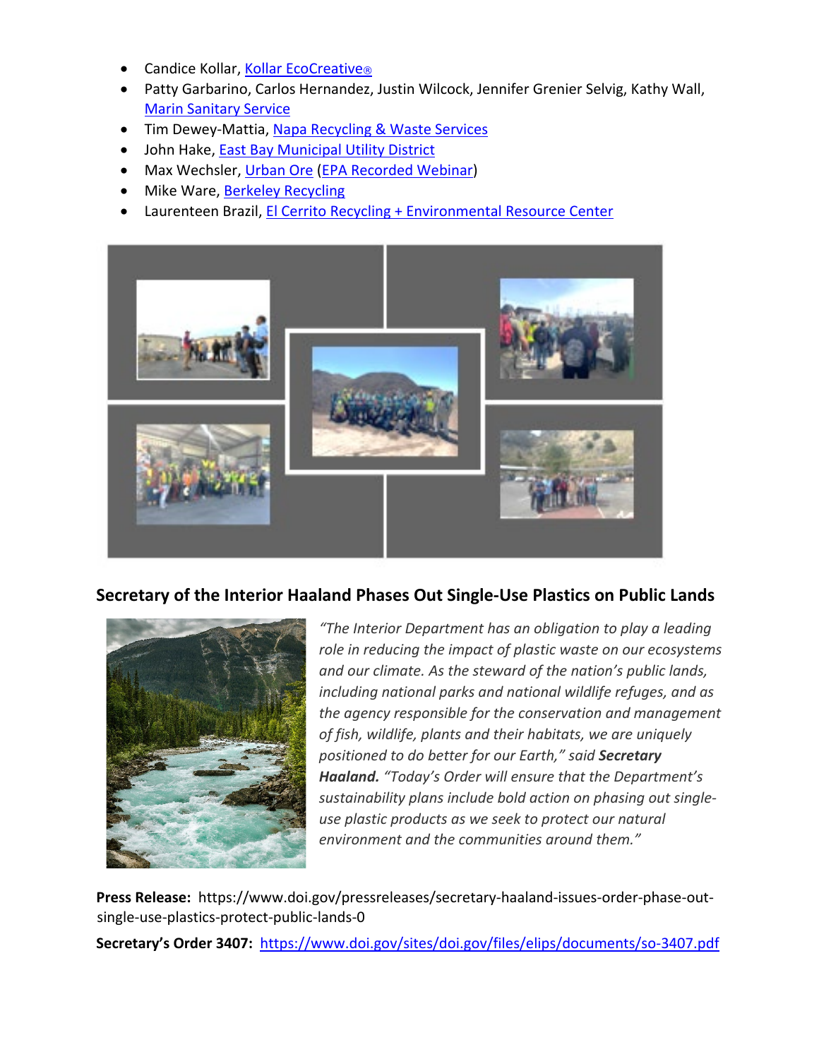- Candice Kollar, Kollar EcoCreative®
- Patty Garbarino, Carlos Hernandez, Justin Wilcock, Jennifer Grenier Selvig, Kathy Wall, Marin Sanitary Service
- Tim Dewey-Mattia, Napa Recycling & Waste Services
- John Hake, East Bay Municipal Utility District
- Max Wechsler, Urban Ore (EPA Recorded Webinar)
- Mike Ware, Berkeley Recycling
- Laurenteen Brazil, El Cerrito Recycling + Environmental Resource Center

## Secretary of the Interior Haaland Phases Out Single-Use Plastics on Public Lands

*"The Interior Department has an obligation to play a leading role in reducing the impact of plastic waste on our ecosystems and our climate. As the steward of the nation's public lands, including national parks and national wildlife refuges, and as the agency responsible for the conservation and management of fish, wildlife, plants and their habitats, we are uniquely positioned to do better for our Earth," said* ***Secretary Haaland.*** *"Today's Order will ensure that the Department's sustainability plans include bold action on phasing out single-use plastic products as we seek to protect our natural environment and the communities around them."*

**Press Release:** https://www.doi.gov/pressreleases/secretary-haaland-issues-order-phase-out-single-use-plastics-protect-public-lands-0

**Secretary's Order 3407:** https://www.doi.gov/sites/doi.gov/files/elips/documents/so-3407.pdf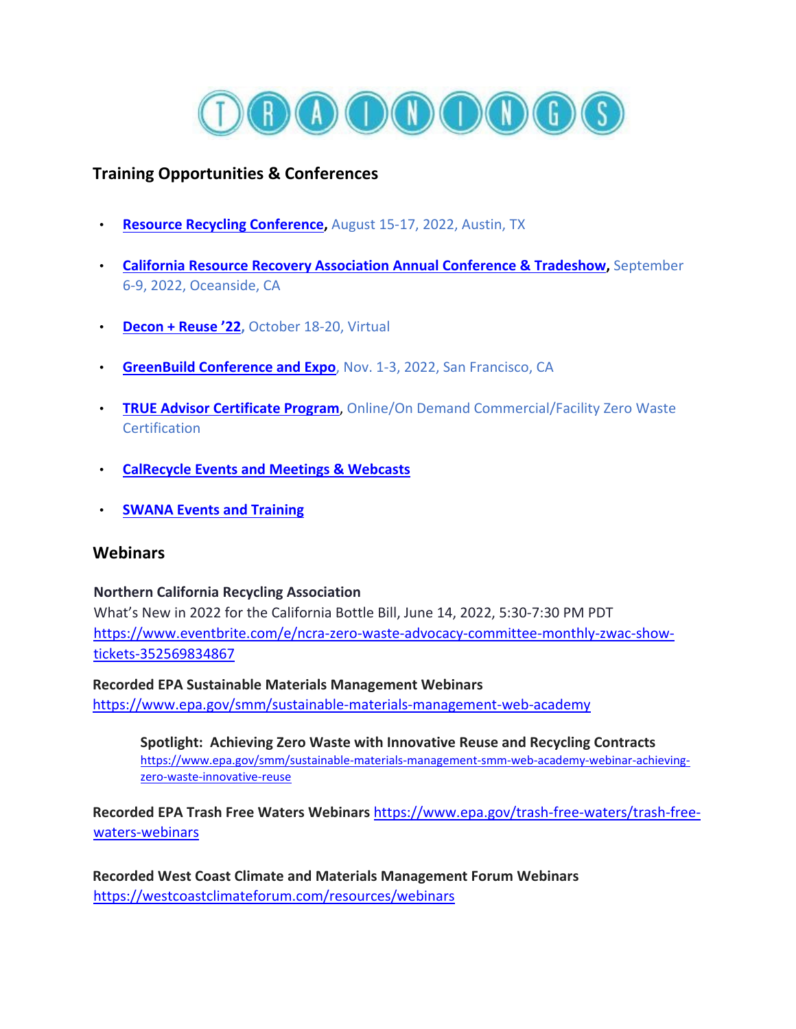# TRAININGS

## Training Opportunities & Conferences

- **Resource Recycling Conference**, August 15-17, 2022, Austin, TX
- **California Resource Recovery Association Annual Conference & Tradeshow**, September 6-9, 2022, Oceanside, CA
- **Decon + Reuse '22**, October 18-20, Virtual
- **GreenBuild Conference and Expo**, Nov. 1-3, 2022, San Francisco, CA
- **TRUE Advisor Certificate Program**, Online/On Demand Commercial/Facility Zero Waste Certification
- **CalRecycle Events and Meetings & Webcasts**
- **SWANA Events and Training**

## Webinars

**Northern California Recycling Association**
What's New in 2022 for the California Bottle Bill, June 14, 2022, 5:30-7:30 PM PDT
https://www.eventbrite.com/e/ncra-zero-waste-advocacy-committee-monthly-zwac-show-tickets-352569834867

**Recorded EPA Sustainable Materials Management Webinars**
https://www.epa.gov/smm/sustainable-materials-management-web-academy

> **Spotlight: Achieving Zero Waste with Innovative Reuse and Recycling Contracts**
> https://www.epa.gov/smm/sustainable-materials-management-smm-web-academy-webinar-achieving-zero-waste-innovative-reuse

**Recorded EPA Trash Free Waters Webinars** https://www.epa.gov/trash-free-waters/trash-free-waters-webinars

**Recorded West Coast Climate and Materials Management Forum Webinars**
https://westcoastclimateforum.com/resources/webinars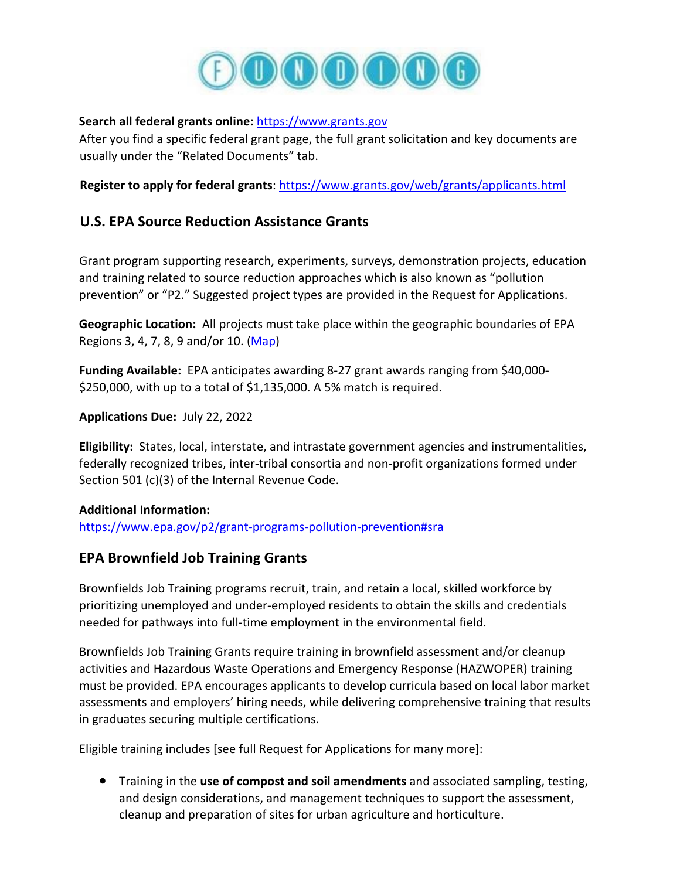# FUNDING

**Search all federal grants online:** [https://www.grants.gov](https://www.grants.gov)
After you find a specific federal grant page, the full grant solicitation and key documents are usually under the "Related Documents" tab.

**Register to apply for federal grants**: [https://www.grants.gov/web/grants/applicants.html](https://www.grants.gov/web/grants/applicants.html)

## U.S. EPA Source Reduction Assistance Grants

Grant program supporting research, experiments, surveys, demonstration projects, education and training related to source reduction approaches which is also known as "pollution prevention" or "P2." Suggested project types are provided in the Request for Applications.

**Geographic Location:** All projects must take place within the geographic boundaries of EPA Regions 3, 4, 7, 8, 9 and/or 10. (Map)

**Funding Available:** EPA anticipates awarding 8-27 grant awards ranging from $40,000-$250,000, with up to a total of $1,135,000. A 5% match is required.

**Applications Due:** July 22, 2022

**Eligibility:** States, local, interstate, and intrastate government agencies and instrumentalities, federally recognized tribes, inter-tribal consortia and non-profit organizations formed under Section 501 (c)(3) of the Internal Revenue Code.

**Additional Information:**
[https://www.epa.gov/p2/grant-programs-pollution-prevention#sra](https://www.epa.gov/p2/grant-programs-pollution-prevention#sra)

## EPA Brownfield Job Training Grants

Brownfields Job Training programs recruit, train, and retain a local, skilled workforce by prioritizing unemployed and under-employed residents to obtain the skills and credentials needed for pathways into full-time employment in the environmental field.

Brownfields Job Training Grants require training in brownfield assessment and/or cleanup activities and Hazardous Waste Operations and Emergency Response (HAZWOPER) training must be provided. EPA encourages applicants to develop curricula based on local labor market assessments and employers' hiring needs, while delivering comprehensive training that results in graduates securing multiple certifications.

Eligible training includes [see full Request for Applications for many more]:

- Training in the **use of compost and soil amendments** and associated sampling, testing, and design considerations, and management techniques to support the assessment, cleanup and preparation of sites for urban agriculture and horticulture.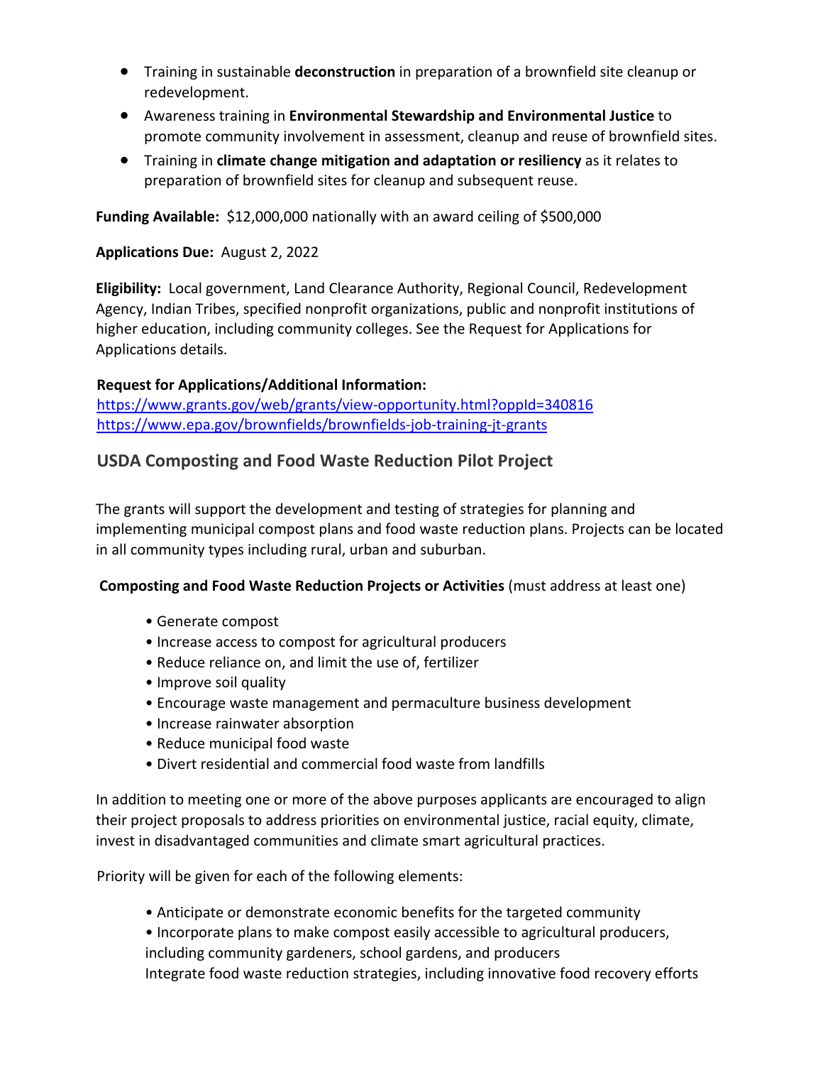- Training in sustainable **deconstruction** in preparation of a brownfield site cleanup or redevelopment.
- Awareness training in **Environmental Stewardship and Environmental Justice** to promote community involvement in assessment, cleanup and reuse of brownfield sites.
- Training in **climate change mitigation and adaptation or resiliency** as it relates to preparation of brownfield sites for cleanup and subsequent reuse.

**Funding Available:** $12,000,000 nationally with an award ceiling of $500,000

**Applications Due:** August 2, 2022

**Eligibility:** Local government, Land Clearance Authority, Regional Council, Redevelopment Agency, Indian Tribes, specified nonprofit organizations, public and nonprofit institutions of higher education, including community colleges. See the Request for Applications for Applications details.

**Request for Applications/Additional Information:**
https://www.grants.gov/web/grants/view-opportunity.html?oppId=340816
https://www.epa.gov/brownfields/brownfields-job-training-jt-grants

## USDA Composting and Food Waste Reduction Pilot Project

The grants will support the development and testing of strategies for planning and implementing municipal compost plans and food waste reduction plans. Projects can be located in all community types including rural, urban and suburban.

**Composting and Food Waste Reduction Projects or Activities** (must address at least one)

- Generate compost
- Increase access to compost for agricultural producers
- Reduce reliance on, and limit the use of, fertilizer
- Improve soil quality
- Encourage waste management and permaculture business development
- Increase rainwater absorption
- Reduce municipal food waste
- Divert residential and commercial food waste from landfills

In addition to meeting one or more of the above purposes applicants are encouraged to align their project proposals to address priorities on environmental justice, racial equity, climate, invest in disadvantaged communities and climate smart agricultural practices.

Priority will be given for each of the following elements:

- Anticipate or demonstrate economic benefits for the targeted community
- Incorporate plans to make compost easily accessible to agricultural producers, including community gardeners, school gardens, and producers
  Integrate food waste reduction strategies, including innovative food recovery efforts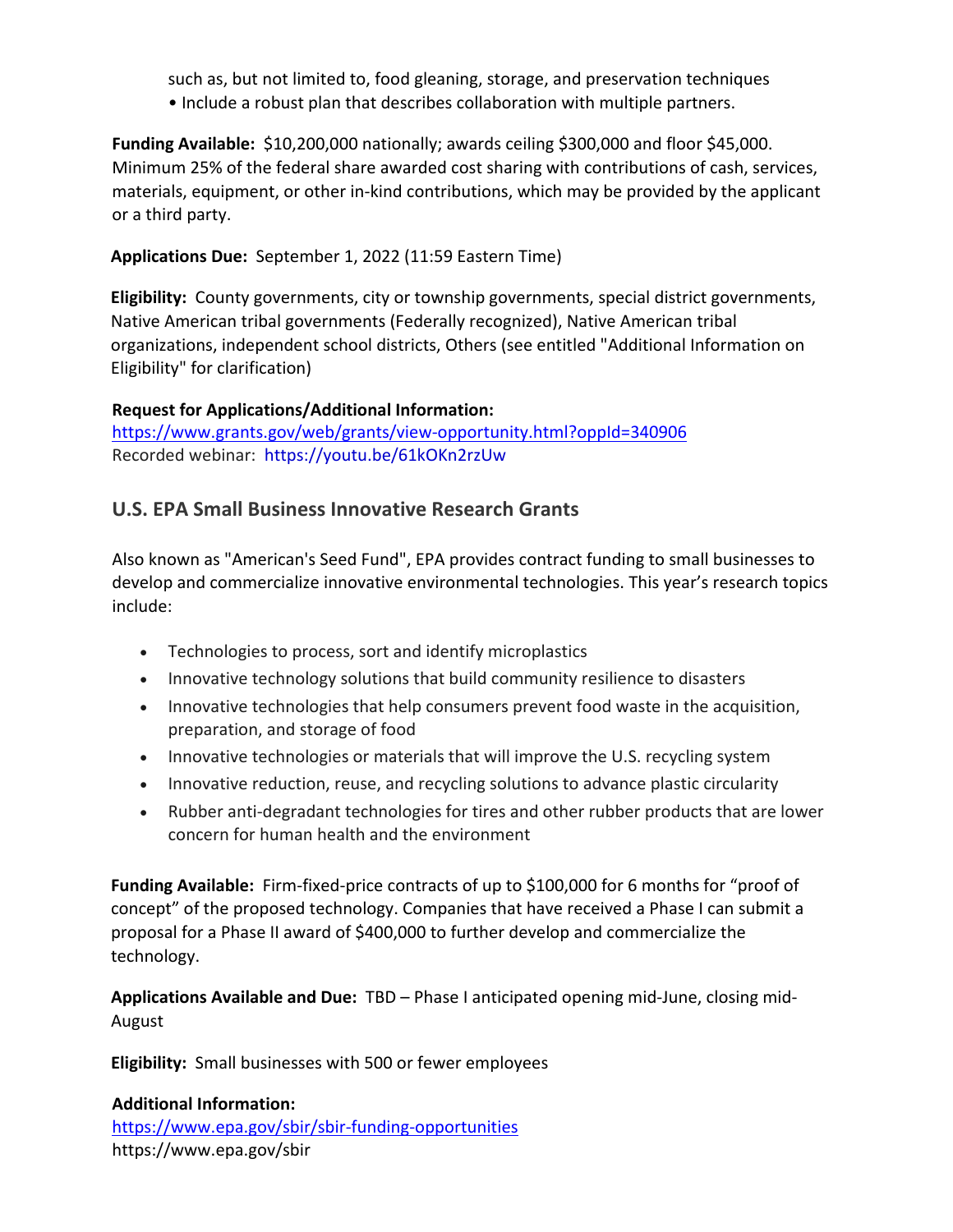such as, but not limited to, food gleaning, storage, and preservation techniques
• Include a robust plan that describes collaboration with multiple partners.

**Funding Available:** $10,200,000 nationally; awards ceiling $300,000 and floor $45,000. Minimum 25% of the federal share awarded cost sharing with contributions of cash, services, materials, equipment, or other in-kind contributions, which may be provided by the applicant or a third party.

**Applications Due:** September 1, 2022 (11:59 Eastern Time)

**Eligibility:** County governments, city or township governments, special district governments, Native American tribal governments (Federally recognized), Native American tribal organizations, independent school districts, Others (see entitled "Additional Information on Eligibility" for clarification)

**Request for Applications/Additional Information:**
https://www.grants.gov/web/grants/view-opportunity.html?oppId=340906
Recorded webinar: https://youtu.be/61kOKn2rzUw

## U.S. EPA Small Business Innovative Research Grants

Also known as "American's Seed Fund", EPA provides contract funding to small businesses to develop and commercialize innovative environmental technologies. This year's research topics include:

- Technologies to process, sort and identify microplastics
- Innovative technology solutions that build community resilience to disasters
- Innovative technologies that help consumers prevent food waste in the acquisition, preparation, and storage of food
- Innovative technologies or materials that will improve the U.S. recycling system
- Innovative reduction, reuse, and recycling solutions to advance plastic circularity
- Rubber anti-degradant technologies for tires and other rubber products that are lower concern for human health and the environment

**Funding Available:** Firm-fixed-price contracts of up to $100,000 for 6 months for "proof of concept" of the proposed technology. Companies that have received a Phase I can submit a proposal for a Phase II award of $400,000 to further develop and commercialize the technology.

**Applications Available and Due:** TBD – Phase I anticipated opening mid-June, closing mid-August

**Eligibility:** Small businesses with 500 or fewer employees

**Additional Information:**
https://www.epa.gov/sbir/sbir-funding-opportunities
https://www.epa.gov/sbir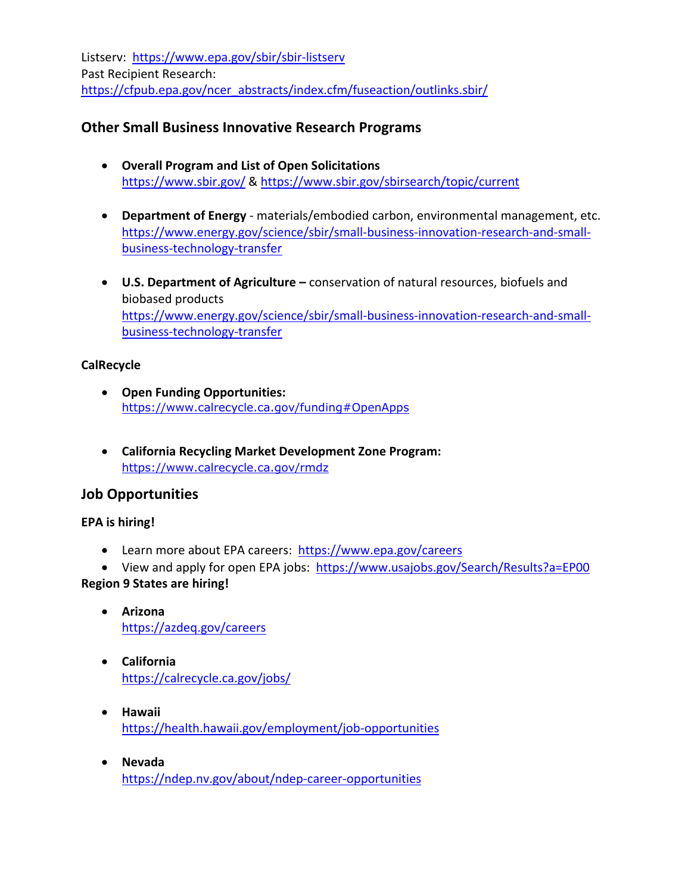Listserv: https://www.epa.gov/sbir/sbir-listserv
Past Recipient Research:
https://cfpub.epa.gov/ncer_abstracts/index.cfm/fuseaction/outlinks.sbir/

## Other Small Business Innovative Research Programs

- **Overall Program and List of Open Solicitations**
  https://www.sbir.gov/ & https://www.sbir.gov/sbirsearch/topic/current

- **Department of Energy** - materials/embodied carbon, environmental management, etc.
  https://www.energy.gov/science/sbir/small-business-innovation-research-and-small-business-technology-transfer

- **U.S. Department of Agriculture –** conservation of natural resources, biofuels and biobased products
  https://www.energy.gov/science/sbir/small-business-innovation-research-and-small-business-technology-transfer

**CalRecycle**

- **Open Funding Opportunities:**
  https://www.calrecycle.ca.gov/funding#OpenApps

- **California Recycling Market Development Zone Program:**
  https://www.calrecycle.ca.gov/rmdz

## Job Opportunities

**EPA is hiring!**

- Learn more about EPA careers: https://www.epa.gov/careers
- View and apply for open EPA jobs: https://www.usajobs.gov/Search/Results?a=EP00

**Region 9 States are hiring!**

- **Arizona**
  https://azdeq.gov/careers

- **California**
  https://calrecycle.ca.gov/jobs/

- **Hawaii**
  https://health.hawaii.gov/employment/job-opportunities

- **Nevada**
  https://ndep.nv.gov/about/ndep-career-opportunities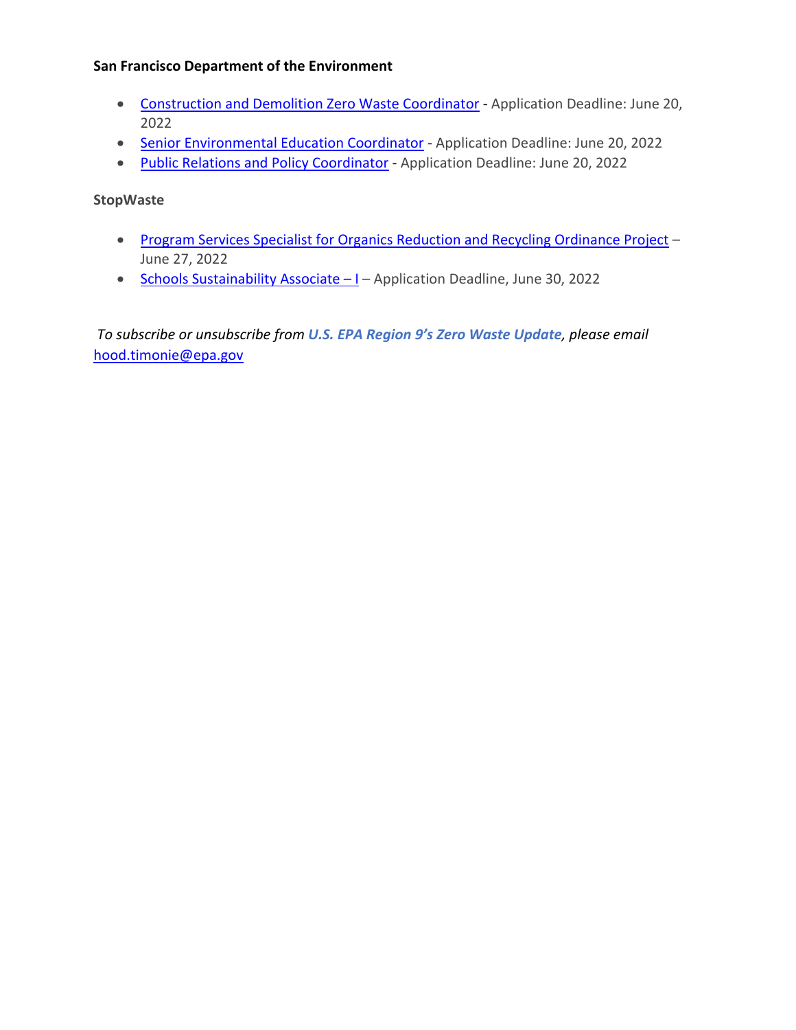**San Francisco Department of the Environment**

- Construction and Demolition Zero Waste Coordinator - Application Deadline: June 20, 2022
- Senior Environmental Education Coordinator - Application Deadline: June 20, 2022
- Public Relations and Policy Coordinator - Application Deadline: June 20, 2022

**StopWaste**

- Program Services Specialist for Organics Reduction and Recycling Ordinance Project – June 27, 2022
- Schools Sustainability Associate – I – Application Deadline, June 30, 2022

*To subscribe or unsubscribe from **U.S. EPA Region 9's Zero Waste Update**, please email* hood.timonie@epa.gov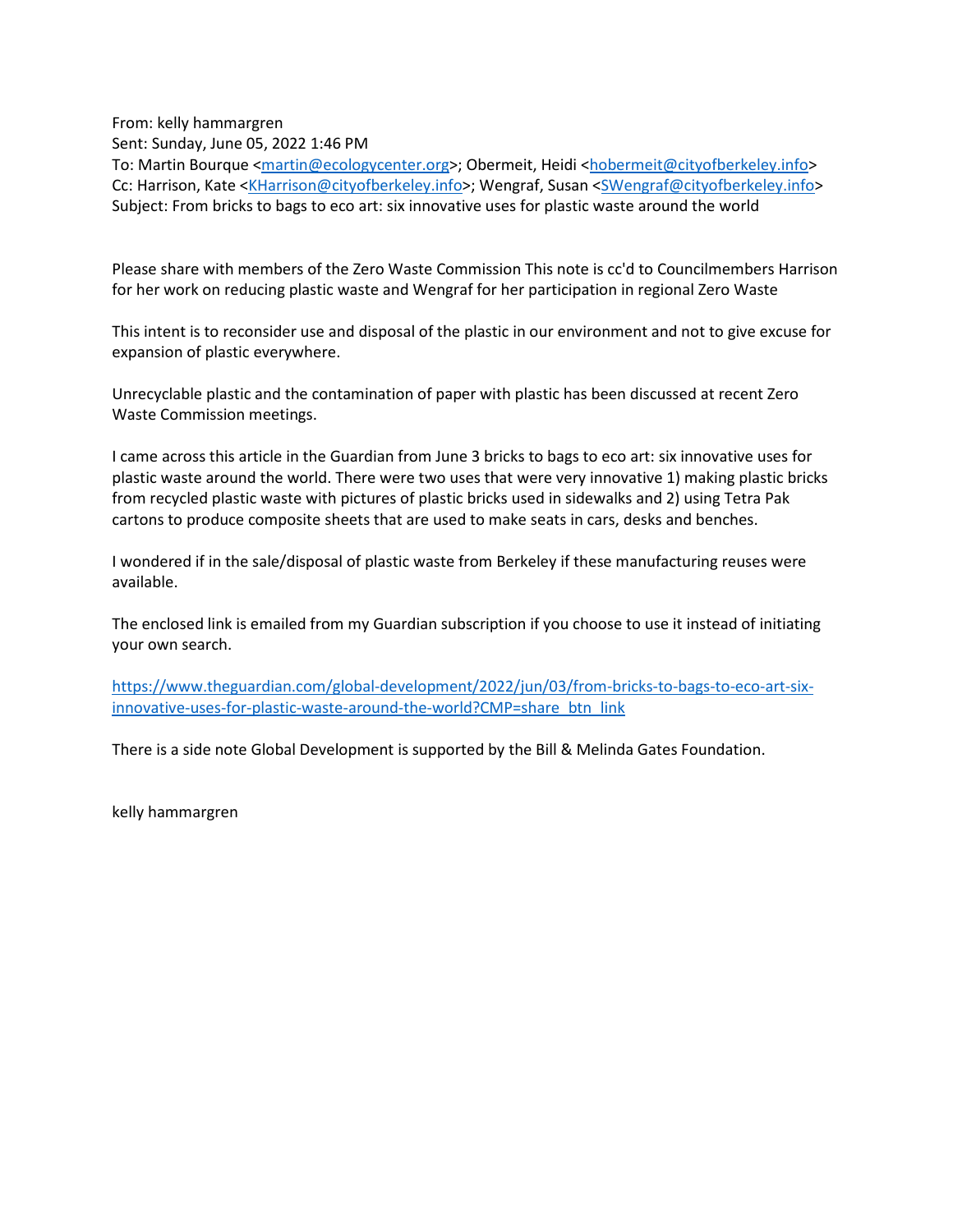From: kelly hammargren
Sent: Sunday, June 05, 2022 1:46 PM
To: Martin Bourque <martin@ecologycenter.org>; Obermeit, Heidi <hobermeit@cityofberkeley.info>
Cc: Harrison, Kate <KHarrison@cityofberkeley.info>; Wengraf, Susan <SWengraf@cityofberkeley.info>
Subject: From bricks to bags to eco art: six innovative uses for plastic waste around the world

Please share with members of the Zero Waste Commission This note is cc'd to Councilmembers Harrison for her work on reducing plastic waste and Wengraf for her participation in regional Zero Waste

This intent is to reconsider use and disposal of the plastic in our environment and not to give excuse for expansion of plastic everywhere.

Unrecyclable plastic and the contamination of paper with plastic has been discussed at recent Zero Waste Commission meetings.

I came across this article in the Guardian from June 3 bricks to bags to eco art: six innovative uses for plastic waste around the world. There were two uses that were very innovative 1) making plastic bricks from recycled plastic waste with pictures of plastic bricks used in sidewalks and 2) using Tetra Pak cartons to produce composite sheets that are used to make seats in cars, desks and benches.

I wondered if in the sale/disposal of plastic waste from Berkeley if these manufacturing reuses were available.

The enclosed link is emailed from my Guardian subscription if you choose to use it instead of initiating your own search.

https://www.theguardian.com/global-development/2022/jun/03/from-bricks-to-bags-to-eco-art-six-innovative-uses-for-plastic-waste-around-the-world?CMP=share_btn_link

There is a side note Global Development is supported by the Bill & Melinda Gates Foundation.

kelly hammargren